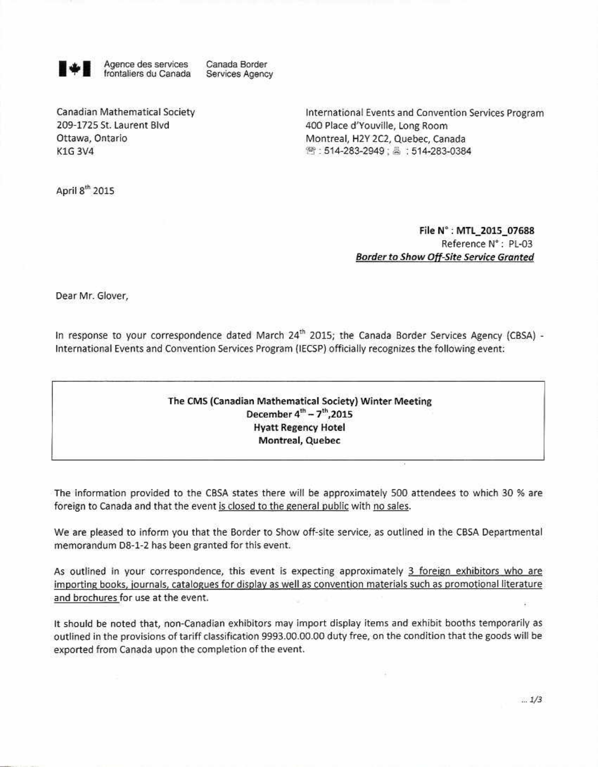Agence des services frontaliers du Canada — Canada Border Services Agency

Canadian Mathematical Society
209-1725 St. Laurent Blvd
Ottawa, Ontario
K1G 3V4

International Events and Convention Services Program
400 Place d'Youville, Long Room
Montreal, H2Y 2C2, Quebec, Canada
☎ : 514-283-2949 ; 🖷 : 514-283-0384

April 8th 2015

**File N° : MTL_2015_07688**
Reference N° : PL-03
***Border to Show Off-Site Service Granted***

Dear Mr. Glover,

In response to your correspondence dated March 24th 2015; the Canada Border Services Agency (CBSA) - International Events and Convention Services Program (IECSP) officially recognizes the following event:

> **The CMS (Canadian Mathematical Society) Winter Meeting**
> **December 4th – 7th, 2015**
> **Hyatt Regency Hotel**
> **Montreal, Quebec**

The information provided to the CBSA states there will be approximately 500 attendees to which 30 % are foreign to Canada and that the event is closed to the general public with no sales.

We are pleased to inform you that the Border to Show off-site service, as outlined in the CBSA Departmental memorandum D8-1-2 has been granted for this event.

As outlined in your correspondence, this event is expecting approximately 3 foreign exhibitors who are importing books, journals, catalogues for display as well as convention materials such as promotional literature and brochures for use at the event.

It should be noted that, non-Canadian exhibitors may import display items and exhibit booths temporarily as outlined in the provisions of tariff classification 9993.00.00.00 duty free, on the condition that the goods will be exported from Canada upon the completion of the event.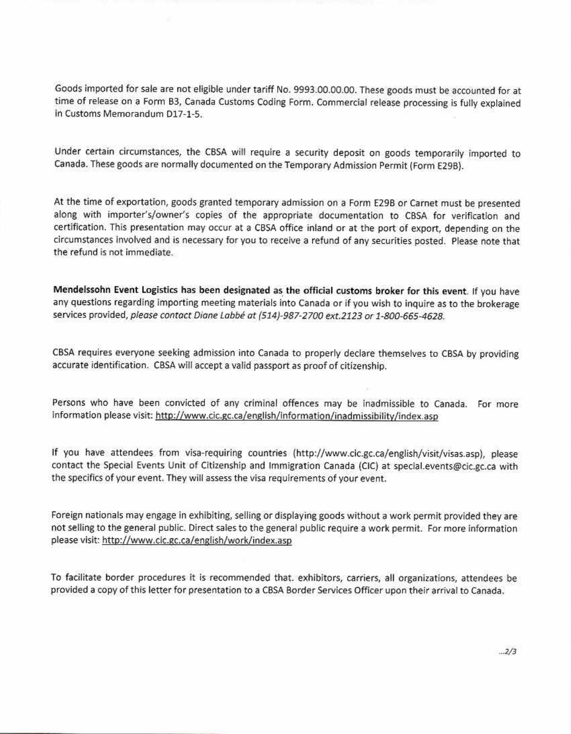Goods imported for sale are not eligible under tariff No. 9993.00.00.00. These goods must be accounted for at time of release on a Form B3, Canada Customs Coding Form. Commercial release processing is fully explained in Customs Memorandum D17-1-5.

Under certain circumstances, the CBSA will require a security deposit on goods temporarily imported to Canada. These goods are normally documented on the Temporary Admission Permit (Form E29B).

At the time of exportation, goods granted temporary admission on a Form E29B or Carnet must be presented along with importer's/owner's copies of the appropriate documentation to CBSA for verification and certification. This presentation may occur at a CBSA office inland or at the port of export, depending on the circumstances involved and is necessary for you to receive a refund of any securities posted. Please note that the refund is not immediate.

**Mendelssohn Event Logistics has been designated as the official customs broker for this event**. If you have any questions regarding importing meeting materials into Canada or if you wish to inquire as to the brokerage services provided, *please contact Diane Labbé at (514)-987-2700 ext.2123 or 1-800-665-4628.*

CBSA requires everyone seeking admission into Canada to properly declare themselves to CBSA by providing accurate identification. CBSA will accept a valid passport as proof of citizenship.

Persons who have been convicted of any criminal offences may be inadmissible to Canada. For more information please visit: http://www.cic.gc.ca/english/information/inadmissibility/index.asp

If you have attendees from visa-requiring countries (http://www.cic.gc.ca/english/visit/visas.asp), please contact the Special Events Unit of Citizenship and Immigration Canada (CIC) at special.events@cic.gc.ca with the specifics of your event. They will assess the visa requirements of your event.

Foreign nationals may engage in exhibiting, selling or displaying goods without a work permit provided they are not selling to the general public. Direct sales to the general public require a work permit. For more information please visit: http://www.cic.gc.ca/english/work/index.asp

To facilitate border procedures it is recommended that. exhibitors, carriers, all organizations, attendees be provided a copy of this letter for presentation to a CBSA Border Services Officer upon their arrival to Canada.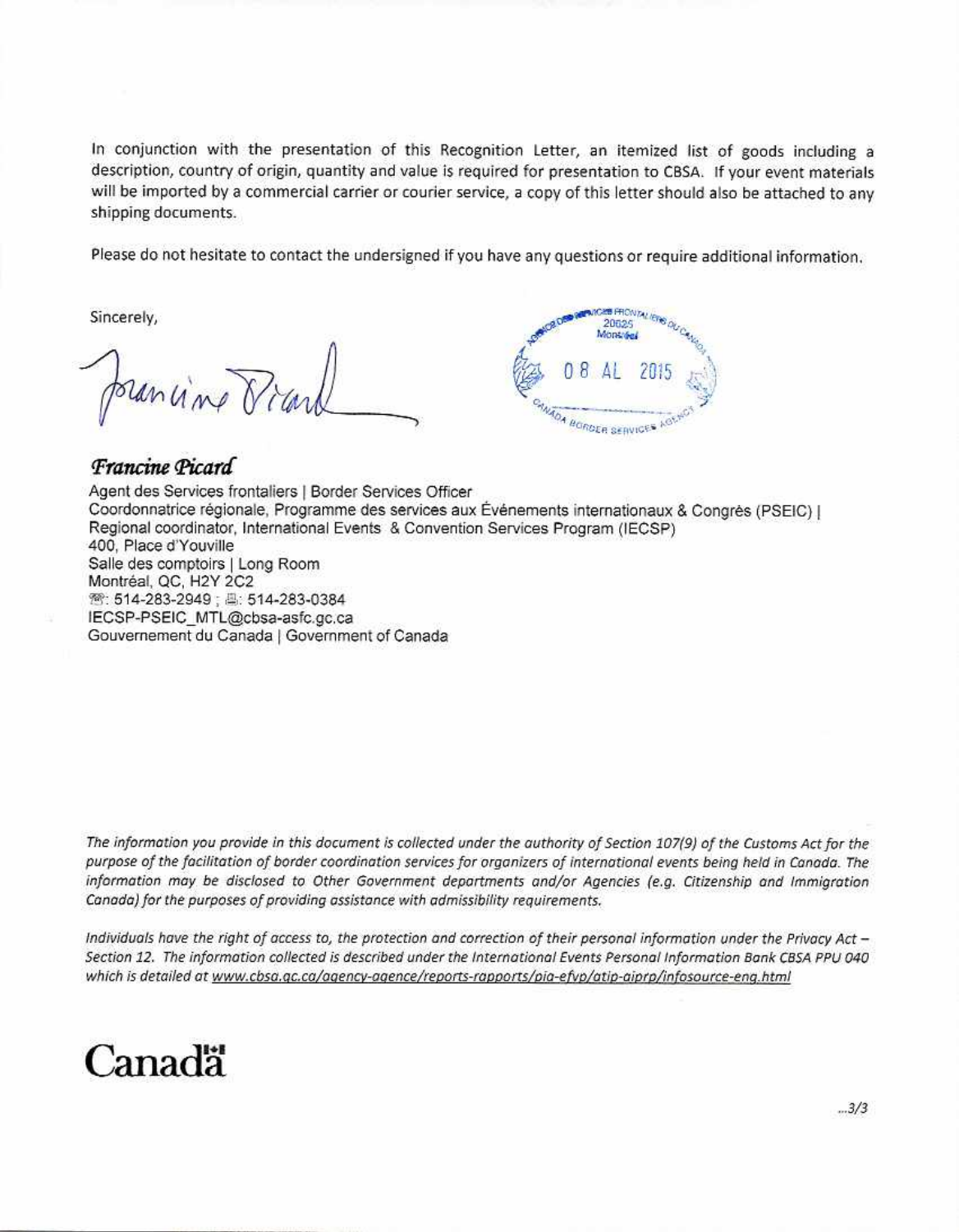In conjunction with the presentation of this Recognition Letter, an itemized list of goods including a description, country of origin, quantity and value is required for presentation to CBSA. If your event materials will be imported by a commercial carrier or courier service, a copy of this letter should also be attached to any shipping documents.

Please do not hesitate to contact the undersigned if you have any questions or require additional information.

Sincerely,

*Francine Picard*

Agent des Services frontaliers | Border Services Officer
Coordonnatrice régionale, Programme des services aux Événements internationaux & Congrès (PSEIC) | Regional coordinator, International Events & Convention Services Program (IECSP)
400, Place d'Youville
Salle des comptoirs | Long Room
Montréal, QC, H2Y 2C2
☎: 514-283-2949 ; 🖷: 514-283-0384
IECSP-PSEIC_MTL@cbsa-asfc.gc.ca
Gouvernement du Canada | Government of Canada

*The information you provide in this document is collected under the authority of Section 107(9) of the Customs Act for the purpose of the facilitation of border coordination services for organizers of international events being held in Canada. The information may be disclosed to Other Government departments and/or Agencies (e.g. Citizenship and Immigration Canada) for the purposes of providing assistance with admissibility requirements.*

*Individuals have the right of access to, the protection and correction of their personal information under the Privacy Act – Section 12. The information collected is described under the International Events Personal Information Bank CBSA PPU 040 which is detailed at www.cbsa.gc.ca/agency-agence/reports-rapports/pia-efvp/atip-aiprp/infosource-eng.html*

Canada